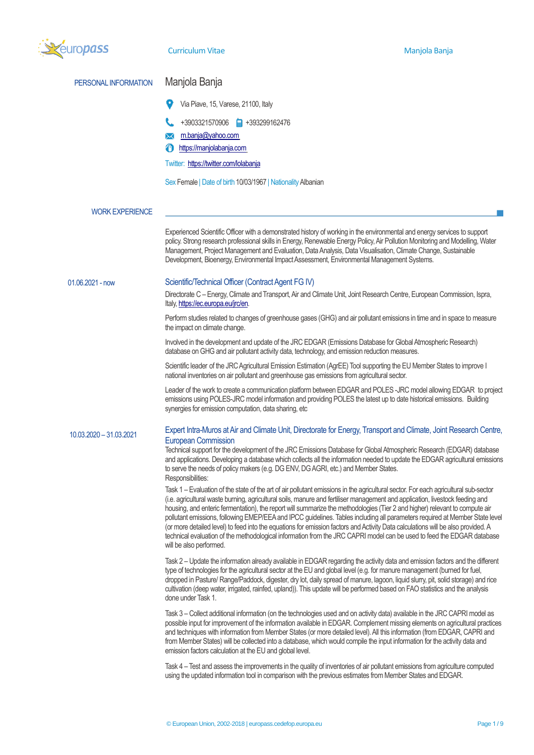# Curriculum Vitae

## PERSONAL INFORMATION

**Manjola Banja**

Via Piave, 15, Varese, 21100, Italy

+3903321570906 +393299162476

m.banja@yahoo.com

https://manjolabanja.com

Twitter: https://twitter.com/lolabanja

Sex Female | Date of birth 10/03/1967 | Nationality Albanian

## WORK EXPERIENCE

Experienced Scientific Officer with a demonstrated history of working in the environmental and energy services to support policy. Strong research professional skills in Energy, Renewable Energy Policy, Air Pollution Monitoring and Modelling, Water Management, Project Management and Evaluation, Data Analysis, Data Visualisation, Climate Change, Sustainable Development, Bioenergy, Environmental Impact Assessment, Environmental Management Systems.

**01.06.2021 - now**

### Scientific/Technical Officer (Contract Agent FG IV)

Directorate C – Energy, Climate and Transport, Air and Climate Unit, Joint Research Centre, European Commission, Ispra, Italy, https://ec.europa.eu/jrc/en.

Perform studies related to changes of greenhouse gases (GHG) and air pollutant emissions in time and in space to measure the impact on climate change.

Involved in the development and update of the JRC EDGAR (Emissions Database for Global Atmospheric Research) database on GHG and air pollutant activity data, technology, and emission reduction measures.

Scientific leader of the JRC Agricultural Emission Estimation (AgrEE) Tool supporting the EU Member States to improve I national inventories on air pollutant and greenhouse gas emissions from agricultural sector.

Leader of the work to create a communication platform between EDGAR and POLES -JRC model allowing EDGAR to project emissions using POLES-JRC model information and providing POLES the latest up to date historical emissions. Building synergies for emission computation, data sharing, etc

**10.03.2020 – 31.03.2021**

### Expert Intra-Muros at Air and Climate Unit, Directorate for Energy, Transport and Climate, Joint Research Centre, European Commission

Technical support for the development of the JRC Emissions Database for Global Atmospheric Research (EDGAR) database and applications. Developing a database which collects all the information needed to update the EDGAR agricultural emissions to serve the needs of policy makers (e.g. DG ENV, DG AGRI, etc.) and Member States.

Responsibilities:

Task 1 – Evaluation of the state of the art of air pollutant emissions in the agricultural sector. For each agricultural sub-sector (i.e. agricultural waste burning, agricultural soils, manure and fertiliser management and application, livestock feeding and housing, and enteric fermentation), the report will summarize the methodologies (Tier 2 and higher) relevant to compute air pollutant emissions, following EMEP/EEA and IPCC guidelines. Tables including all parameters required at Member State level (or more detailed level) to feed into the equations for emission factors and Activity Data calculations will be also provided. A technical evaluation of the methodological information from the JRC CAPRI model can be used to feed the EDGAR database will be also performed.

Task 2 – Update the information already available in EDGAR regarding the activity data and emission factors and the different type of technologies for the agricultural sector at the EU and global level (e.g. for manure management (burned for fuel, dropped in Pasture/ Range/Paddock, digester, dry lot, daily spread of manure, lagoon, liquid slurry, pit, solid storage) and rice cultivation (deep water, irrigated, rainfed, upland)). This update will be performed based on FAO statistics and the analysis done under Task 1.

Task 3 – Collect additional information (on the technologies used and on activity data) available in the JRC CAPRI model as possible input for improvement of the information available in EDGAR. Complement missing elements on agricultural practices and techniques with information from Member States (or more detailed level). All this information (from EDGAR, CAPRI and from Member States) will be collected into a database, which would compile the input information for the activity data and emission factors calculation at the EU and global level.

Task 4 – Test and assess the improvements in the quality of inventories of air pollutant emissions from agriculture computed using the updated information tool in comparison with the previous estimates from Member States and EDGAR.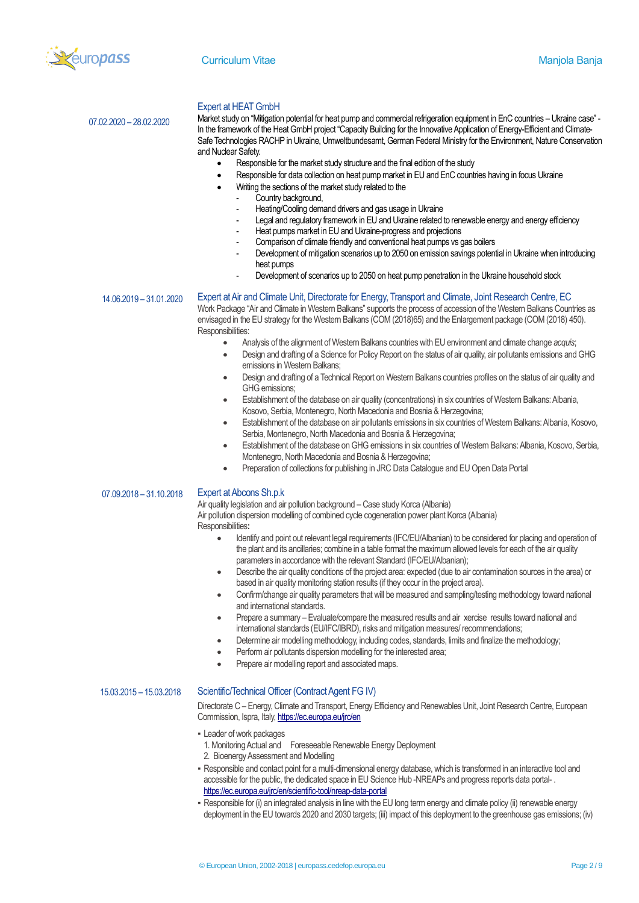### Expert at HEAT GmbH

07.02.2020 – 28.02.2020

Market study on "Mitigation potential for heat pump and commercial refrigeration equipment in EnC countries – Ukraine case" - In the framework of the Heat GmbH project "Capacity Building for the Innovative Application of Energy-Efficient and Climate-Safe Technologies RACHP in Ukraine, Umweltbundesamt, German Federal Ministry for the Environment, Nature Conservation and Nuclear Safety.

- Responsible for the market study structure and the final edition of the study
- Responsible for data collection on heat pump market in EU and EnC countries having in focus Ukraine
- Writing the sections of the market study related to the
  - Country background,
  - Heating/Cooling demand drivers and gas usage in Ukraine
  - Legal and regulatory framework in EU and Ukraine related to renewable energy and energy efficiency
  - Heat pumps market in EU and Ukraine-progress and projections
  - Comparison of climate friendly and conventional heat pumps vs gas boilers
  - Development of mitigation scenarios up to 2050 on emission savings potential in Ukraine when introducing heat pumps
  - Development of scenarios up to 2050 on heat pump penetration in the Ukraine household stock

### Expert at Air and Climate Unit, Directorate for Energy, Transport and Climate, Joint Research Centre, EC

14.06.2019 – 31.01.2020

Work Package "Air and Climate in Western Balkans" supports the process of accession of the Western Balkans Countries as envisaged in the EU strategy for the Western Balkans (COM (2018)65) and the Enlargement package (COM (2018) 450).
Responsibilities:

- Analysis of the alignment of Western Balkans countries with EU environment and climate change *acquis*;
- Design and drafting of a Science for Policy Report on the status of air quality, air pollutants emissions and GHG emissions in Western Balkans;
- Design and drafting of a Technical Report on Western Balkans countries profiles on the status of air quality and GHG emissions;
- Establishment of the database on air quality (concentrations) in six countries of Western Balkans: Albania, Kosovo, Serbia, Montenegro, North Macedonia and Bosnia & Herzegovina;
- Establishment of the database on air pollutants emissions in six countries of Western Balkans: Albania, Kosovo, Serbia, Montenegro, North Macedonia and Bosnia & Herzegovina;
- Establishment of the database on GHG emissions in six countries of Western Balkans: Albania, Kosovo, Serbia, Montenegro, North Macedonia and Bosnia & Herzegovina;
- Preparation of collections for publishing in JRC Data Catalogue and EU Open Data Portal

### Expert at Abcons Sh.p.k

07.09.2018 – 31.10.2018

Air quality legislation and air pollution background – Case study Korca (Albania)
Air pollution dispersion modelling of combined cycle cogeneration power plant Korca (Albania)
Responsibilities**:**

- Identify and point out relevant legal requirements (IFC/EU/Albanian) to be considered for placing and operation of the plant and its ancillaries; combine in a table format the maximum allowed levels for each of the air quality parameters in accordance with the relevant Standard (IFC/EU/Albanian);
- Describe the air quality conditions of the project area: expected (due to air contamination sources in the area) or based in air quality monitoring station results (if they occur in the project area).
- Confirm/change air quality parameters that will be measured and sampling/testing methodology toward national and international standards.
- Prepare a summary – Evaluate/compare the measured results and air xercise results toward national and international standards (EU/IFC/IBRD), risks and mitigation measures/ recommendations;
- Determine air modelling methodology, including codes, standards, limits and finalize the methodology;
- Perform air pollutants dispersion modelling for the interested area;
- Prepare air modelling report and associated maps.

### Scientific/Technical Officer (Contract Agent FG IV)

15.03.2015 – 15.03.2018

Directorate C – Energy, Climate and Transport, Energy Efficiency and Renewables Unit, Joint Research Centre, European Commission, Ispra, Italy, https://ec.europa.eu/jrc/en

- Leader of work packages
  1. Monitoring Actual and Foreseeable Renewable Energy Deployment
  2. Bioenergy Assessment and Modelling
- Responsible and contact point for a multi-dimensional energy database, which is transformed in an interactive tool and accessible for the public, the dedicated space in EU Science Hub -NREAPs and progress reports data portal- . https://ec.europa.eu/jrc/en/scientific-tool/nreap-data-portal
- Responsible for (i) an integrated analysis in line with the EU long term energy and climate policy (ii) renewable energy deployment in the EU towards 2020 and 2030 targets; (iii) impact of this deployment to the greenhouse gas emissions; (iv)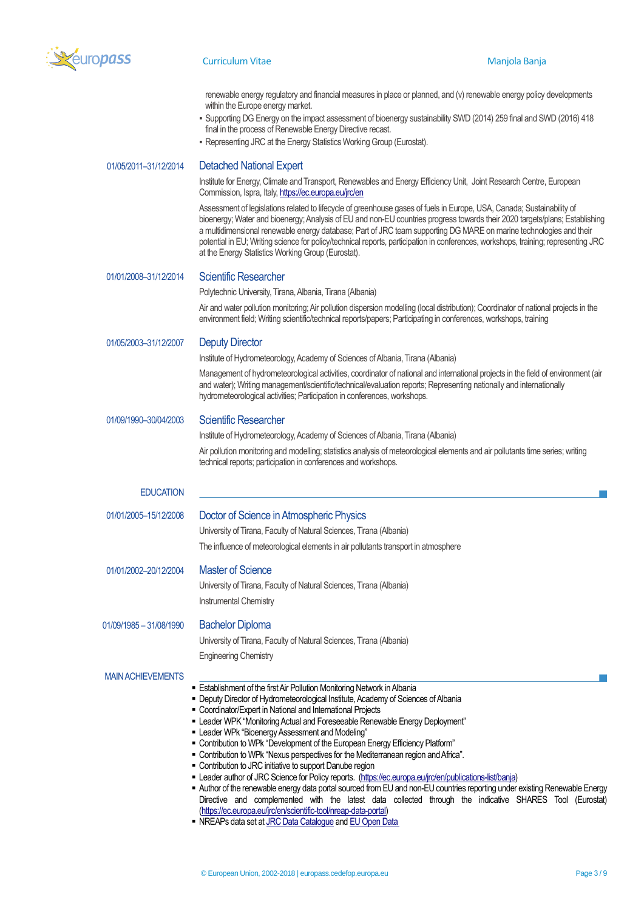renewable energy regulatory and financial measures in place or planned, and (v) renewable energy policy developments within the Europe energy market.

- Supporting DG Energy on the impact assessment of bioenergy sustainability SWD (2014) 259 final and SWD (2016) 418 final in the process of Renewable Energy Directive recast.
- Representing JRC at the Energy Statistics Working Group (Eurostat).

01/05/2011–31/12/2014

### Detached National Expert

Institute for Energy, Climate and Transport, Renewables and Energy Efficiency Unit, Joint Research Centre, European Commission, Ispra, Italy, https://ec.europa.eu/jrc/en

Assessment of legislations related to lifecycle of greenhouse gases of fuels in Europe, USA, Canada; Sustainability of bioenergy; Water and bioenergy; Analysis of EU and non-EU countries progress towards their 2020 targets/plans; Establishing a multidimensional renewable energy database; Part of JRC team supporting DG MARE on marine technologies and their potential in EU; Writing science for policy/technical reports, participation in conferences, workshops, training; representing JRC at the Energy Statistics Working Group (Eurostat).

01/01/2008–31/12/2014

### Scientific Researcher

Polytechnic University, Tirana, Albania, Tirana (Albania)

Air and water pollution monitoring; Air pollution dispersion modelling (local distribution); Coordinator of national projects in the environment field; Writing scientific/technical reports/papers; Participating in conferences, workshops, training

01/05/2003–31/12/2007

### Deputy Director

Institute of Hydrometeorology, Academy of Sciences of Albania, Tirana (Albania)

Management of hydrometeorological activities, coordinator of national and international projects in the field of environment (air and water); Writing management/scientific/technical/evaluation reports; Representing nationally and internationally hydrometeorological activities; Participation in conferences, workshops.

01/09/1990–30/04/2003

### Scientific Researcher

Institute of Hydrometeorology, Academy of Sciences of Albania, Tirana (Albania)

Air pollution monitoring and modelling; statistics analysis of meteorological elements and air pollutants time series; writing technical reports; participation in conferences and workshops.

## EDUCATION

01/01/2005–15/12/2008

### Doctor of Science in Atmospheric Physics

University of Tirana, Faculty of Natural Sciences, Tirana (Albania)

The influence of meteorological elements in air pollutants transport in atmosphere

01/01/2002–20/12/2004

### Master of Science

University of Tirana, Faculty of Natural Sciences, Tirana (Albania)

Instrumental Chemistry

01/09/1985 – 31/08/1990

### Bachelor Diploma

University of Tirana, Faculty of Natural Sciences, Tirana (Albania)

Engineering Chemistry

## MAIN ACHIEVEMENTS

- Establishment of the first Air Pollution Monitoring Network in Albania
- Deputy Director of Hydrometeorological Institute, Academy of Sciences of Albania
- Coordinator/Expert in National and International Projects
- Leader WPK "Monitoring Actual and Foreseeable Renewable Energy Deployment"
- Leader WPk "Bioenergy Assessment and Modeling"
- Contribution to WPk "Development of the European Energy Efficiency Platform"
- Contribution to WPk "Nexus perspectives for the Mediterranean region and Africa".
- Contribution to JRC initiative to support Danube region
- Leader author of JRC Science for Policy reports. (https://ec.europa.eu/jrc/en/publications-list/banja)
- Author of the renewable energy data portal sourced from EU and non-EU countries reporting under existing Renewable Energy Directive and complemented with the latest data collected through the indicative SHARES Tool (Eurostat) (https://ec.europa.eu/jrc/en/scientific-tool/nreap-data-portal)
- NREAPs data set at JRC Data Catalogue and EU Open Data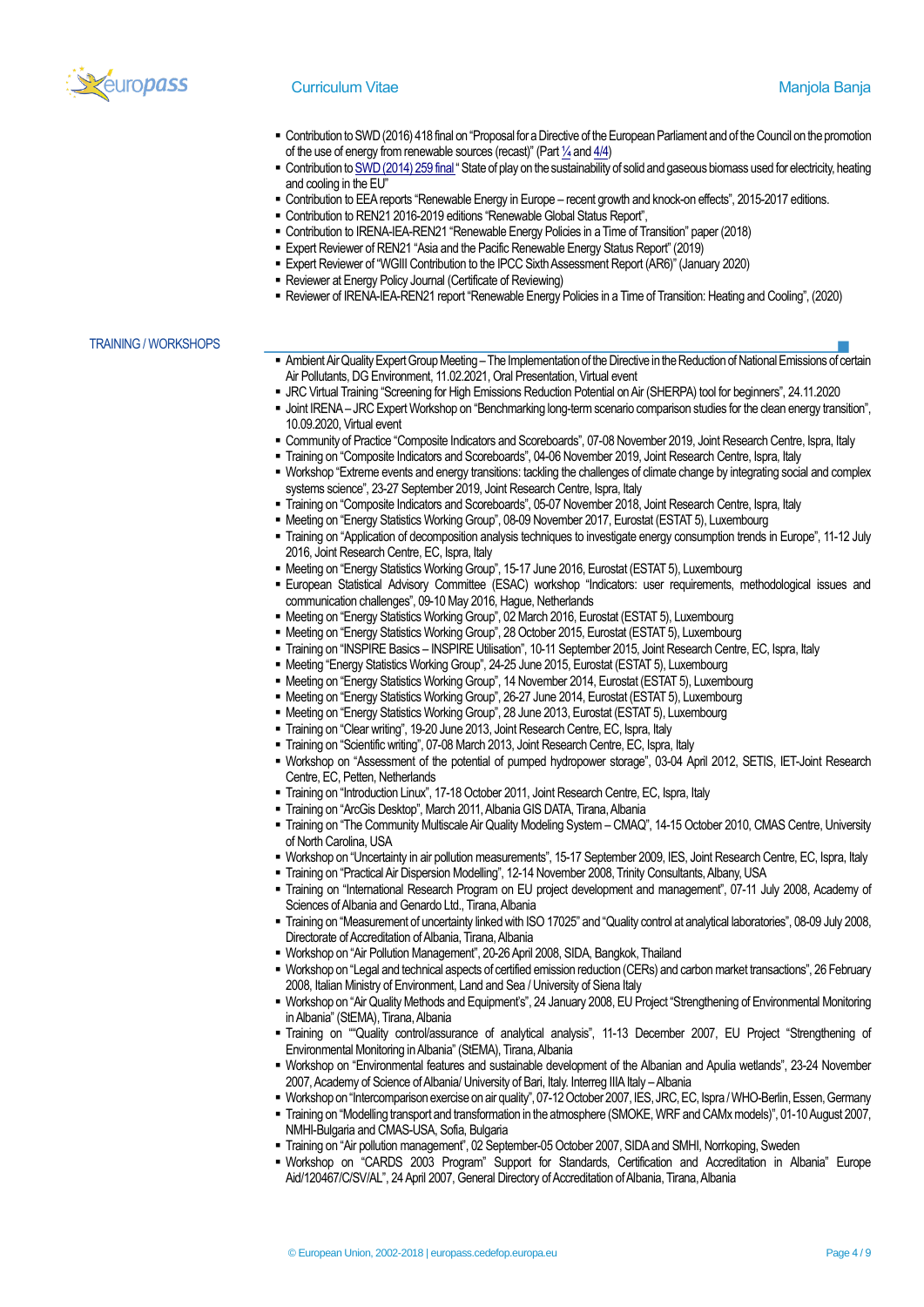- Contribution to SWD (2016) 418 final on "Proposal for a Directive of the European Parliament and of the Council on the promotion of the use of energy from renewable sources (recast)" (Part ¼ and 4/4)
- Contribution to SWD (2014) 259 final " State of play on the sustainability of solid and gaseous biomass used for electricity, heating and cooling in the EU"
- Contribution to EEA reports "Renewable Energy in Europe – recent growth and knock-on effects", 2015-2017 editions.
- Contribution to REN21 2016-2019 editions "Renewable Global Status Report",
- Contribution to IRENA-IEA-REN21 "Renewable Energy Policies in a Time of Transition" paper (2018)
- Expert Reviewer of REN21 "Asia and the Pacific Renewable Energy Status Report" (2019)
- Expert Reviewer of "WGIII Contribution to the IPCC Sixth Assessment Report (AR6)" (January 2020)
- Reviewer at Energy Policy Journal (Certificate of Reviewing)
- Reviewer of IRENA-IEA-REN21 report "Renewable Energy Policies in a Time of Transition: Heating and Cooling", (2020)

## TRAINING / WORKSHOPS

- Ambient Air Quality Expert Group Meeting – The Implementation of the Directive in the Reduction of National Emissions of certain Air Pollutants, DG Environment, 11.02.2021, Oral Presentation, Virtual event
- JRC Virtual Training "Screening for High Emissions Reduction Potential on Air (SHERPA) tool for beginners", 24.11.2020
- Joint IRENA – JRC Expert Workshop on "Benchmarking long-term scenario comparison studies for the clean energy transition", 10.09.2020, Virtual event
- Community of Practice "Composite Indicators and Scoreboards", 07-08 November 2019, Joint Research Centre, Ispra, Italy
- Training on "Composite Indicators and Scoreboards", 04-06 November 2019, Joint Research Centre, Ispra, Italy
- Workshop "Extreme events and energy transitions: tackling the challenges of climate change by integrating social and complex systems science", 23-27 September 2019, Joint Research Centre, Ispra, Italy
- Training on "Composite Indicators and Scoreboards", 05-07 November 2018, Joint Research Centre, Ispra, Italy
- Meeting on "Energy Statistics Working Group", 08-09 November 2017, Eurostat (ESTAT 5), Luxembourg
- Training on "Application of decomposition analysis techniques to investigate energy consumption trends in Europe", 11-12 July 2016, Joint Research Centre, EC, Ispra, Italy
- Meeting on "Energy Statistics Working Group", 15-17 June 2016, Eurostat (ESTAT 5), Luxembourg
- European Statistical Advisory Committee (ESAC) workshop "Indicators: user requirements, methodological issues and communication challenges", 09-10 May 2016, Hague, Netherlands
- Meeting on "Energy Statistics Working Group", 02 March 2016, Eurostat (ESTAT 5), Luxembourg
- Meeting on "Energy Statistics Working Group", 28 October 2015, Eurostat (ESTAT 5), Luxembourg
- Training on "INSPIRE Basics – INSPIRE Utilisation", 10-11 September 2015, Joint Research Centre, EC, Ispra, Italy
- Meeting "Energy Statistics Working Group", 24-25 June 2015, Eurostat (ESTAT 5), Luxembourg
- Meeting on "Energy Statistics Working Group", 14 November 2014, Eurostat (ESTAT 5), Luxembourg
- Meeting on "Energy Statistics Working Group", 26-27 June 2014, Eurostat (ESTAT 5), Luxembourg
- Meeting on "Energy Statistics Working Group", 28 June 2013, Eurostat (ESTAT 5), Luxembourg
- Training on "Clear writing", 19-20 June 2013, Joint Research Centre, EC, Ispra, Italy
- Training on "Scientific writing", 07-08 March 2013, Joint Research Centre, EC, Ispra, Italy
- Workshop on "Assessment of the potential of pumped hydropower storage", 03-04 April 2012, SETIS, IET-Joint Research Centre, EC, Petten, Netherlands
- Training on "Introduction Linux", 17-18 October 2011, Joint Research Centre, EC, Ispra, Italy
- Training on "ArcGis Desktop", March 2011, Albania GIS DATA, Tirana, Albania
- Training on "The Community Multiscale Air Quality Modeling System – CMAQ", 14-15 October 2010, CMAS Centre, University of North Carolina, USA
- Workshop on "Uncertainty in air pollution measurements", 15-17 September 2009, IES, Joint Research Centre, EC, Ispra, Italy
- Training on "Practical Air Dispersion Modelling", 12-14 November 2008, Trinity Consultants, Albany, USA
- Training on "International Research Program on EU project development and management", 07-11 July 2008, Academy of Sciences of Albania and Gerardo Ltd., Tirana, Albania
- Training on "Measurement of uncertainty linked with ISO 17025" and "Quality control at analytical laboratories", 08-09 July 2008, Directorate of Accreditation of Albania, Tirana, Albania
- Workshop on "Air Pollution Management", 20-26 April 2008, SIDA, Bangkok, Thailand
- Workshop on "Legal and technical aspects of certified emission reduction (CERs) and carbon market transactions", 26 February 2008, Italian Ministry of Environment, Land and Sea / University of Siena Italy
- Workshop on "Air Quality Methods and Equipment's", 24 January 2008, EU Project "Strengthening of Environmental Monitoring in Albania" (StEMA), Tirana, Albania
- Training on ""Quality control/assurance of analytical analysis", 11-13 December 2007, EU Project "Strengthening of Environmental Monitoring in Albania" (StEMA), Tirana, Albania
- Workshop on "Environmental features and sustainable development of the Albanian and Apulia wetlands", 23-24 November 2007, Academy of Science of Albania/ University of Bari, Italy. Interreg IIIA Italy – Albania
- Workshop on "Intercomparison exercise on air quality", 07-12 October 2007, IES, JRC, EC, Ispra / WHO-Berlin, Essen, Germany
- Training on "Modelling transport and transformation in the atmosphere (SMOKE, WRF and CAMx models)", 01-10 August 2007, NMHI-Bulgaria and CMAS-USA, Sofia, Bulgaria
- Training on "Air pollution management", 02 September-05 October 2007, SIDA and SMHI, Norrkoping, Sweden
- Workshop on "CARDS 2003 Program" Support for Standards, Certification and Accreditation in Albania" Europe Aid/120467/C/SV/AL", 24 April 2007, General Directory of Accreditation of Albania, Tirana, Albania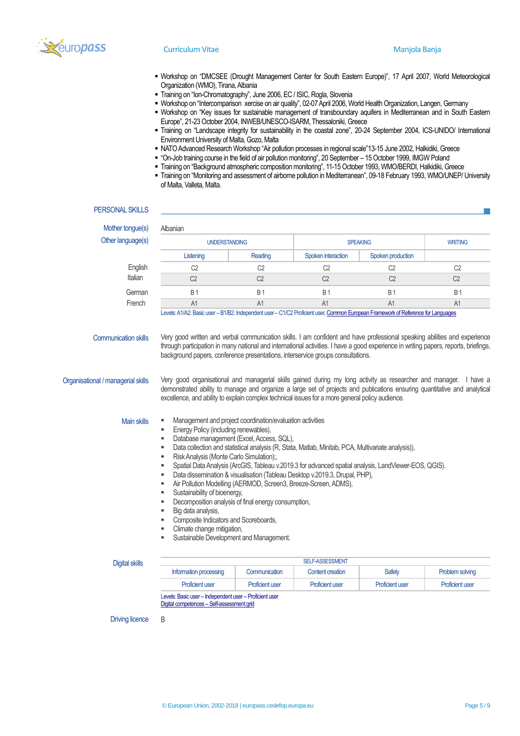- Workshop on "DMCSEE (Drought Management Center for South Eastern Europe)", 17 April 2007, World Meteorological Organization (WMO), Tirana, Albania
- Training on "Ion-Chromatography", June 2006, EC / ISIC, Rogla, Slovenia
- Workshop on "Intercomparison xercise on air quality", 02-07 April 2006, World Health Organization, Langen, Germany
- Workshop on "Key issues for sustainable management of transboundary aquifers in Mediterranean and in South Eastern Europe", 21-23 October 2004, INWEB/UNESCO-ISARM, Thessaloniki, Greece
- Training on "Landscape integrity for sustainability in the coastal zone", 20-24 September 2004, ICS-UNIDO/ International Environment University of Malta, Gozo, Malta
- NATO Advanced Research Workshop "Air pollution processes in regional scale"13-15 June 2002, Halkidiki, Greece
- "On-Job training course in the field of air pollution monitoring", 20 September – 15 October 1999, IMGW Poland
- Training on "Background atmospheric composition monitoring", 11-15 October 1993, WMO/BERDI, Halkidiki, Greece
- Training on "Monitoring and assessment of airborne pollution in Mediterranean", 09-18 February 1993, WMO/UNEP/ University of Malta, Valleta, Malta.

## PERSONAL SKILLS

**Mother tongue(s)**: Albanian

**Other language(s)**

| | UNDERSTANDING | | SPEAKING | | WRITING |
|---|---|---|---|---|---|
| | Listening | Reading | Spoken interaction | Spoken production | |
| English | C2 | C2 | C2 | C2 | C2 |
| Italian | C2 | C2 | C2 | C2 | C2 |
| German | B 1 | B 1 | B 1 | B 1 | B 1 |
| French | A1 | A1 | A1 | A1 | A1 |

Levels: A1/A2: Basic user – B1/B2: Independent user – C1/C2 Proficient user, Common European Framework of Reference for Languages

**Communication skills**

Very good written and verbal communication skills. I am confident and have professional speaking abilities and experience through participation in many national and international activities. I have a good experience in writing papers, reports, briefings, background papers, conference presentations, interservice groups consultations.

**Organisational / managerial skills**

Very good organisational and managerial skills gained during my long activity as researcher and manager. I have a demonstrated ability to manage and organize a large set of projects and publications ensuring quantitative and analytical excellence, and ability to explain complex technical issues for a more general policy audience.

**Main skills**

- Management and project coordination/evaluation activities
- Energy Policy (including renewables),
- Database management (Excel, Access, SQL),
- Data collection and statistical analysis (R, Stata, Matlab, Minitab, PCA, Multivariate analysis)),
- Risk Analysis (Monte Carlo Simulation);,
- Spatial Data Analysis (ArcGIS, Tableau v.2019.3 for advanced spatial analysis, LandViewer-EOS, QGIS).
- Data dissemination & visualisation (Tableau Desktop v.2019.3, Drupal, PHP),
- Air Pollution Modelling (AERMOD, Screen3, Breeze-Screen, ADMS),
- Sustainability of bioenergy,
- Decomposition analysis of final energy consumption,
- Big data analysis,
- Composite Indicators and Scoreboards,
- Climate change mitigation,
- Sustainable Development and Management.

**Digital skills**

| SELF-ASSESSMENT | | | | |
|---|---|---|---|---|
| Information processing | Communication | Content creation | Safety | Problem solving |
| Proficient user | Proficient user | Proficient user | Proficient user | Proficient user |

Levels: Basic user – Independent user – Proficient user
Digital competences – Self-assessment grid

**Driving licence**: B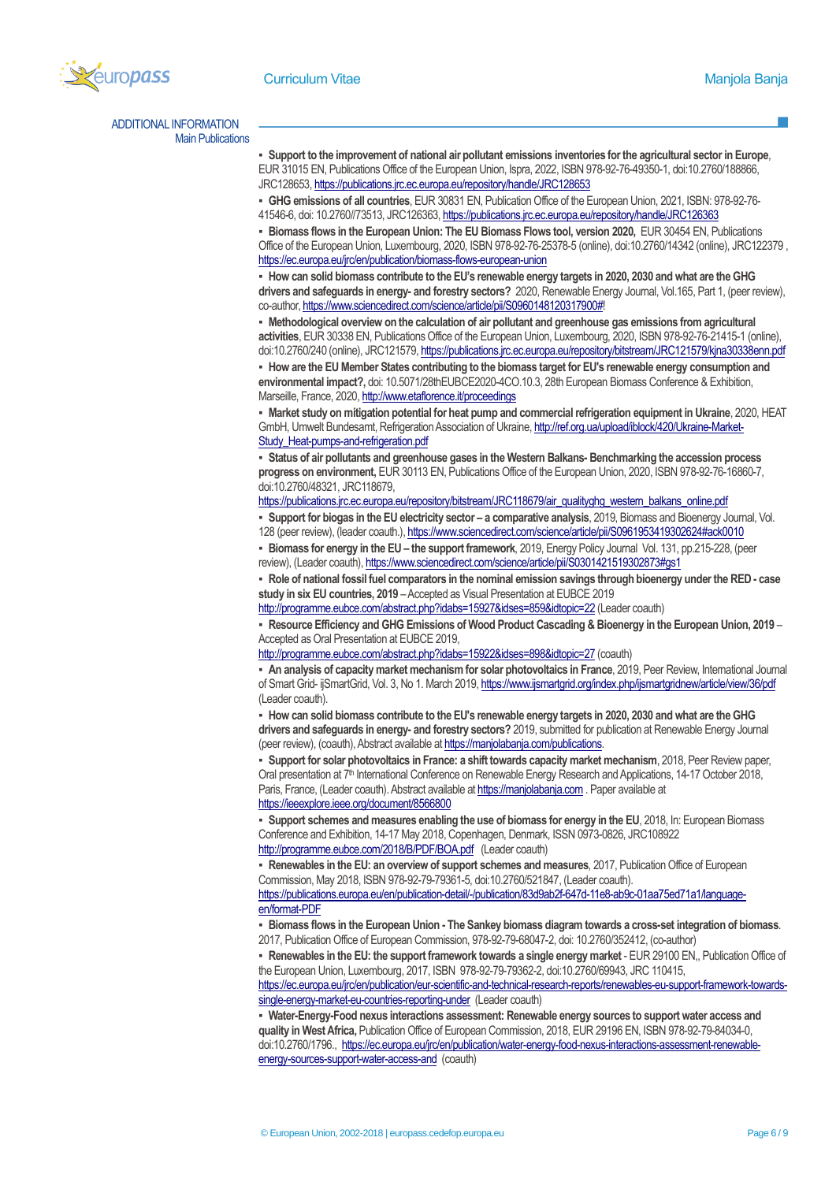## ADDITIONAL INFORMATION

### Main Publications

- **Support to the improvement of national air pollutant emissions inventories for the agricultural sector in Europe**, EUR 31015 EN, Publications Office of the European Union, Ispra, 2022, ISBN 978-92-76-49350-1, doi:10.2760/188866, JRC128653, https://publications.jrc.ec.europa.eu/repository/handle/JRC128653
- **GHG emissions of all countries**, EUR 30831 EN, Publication Office of the European Union, 2021, ISBN: 978-92-76-41546-6, doi: 10.2760//73513, JRC126363, https://publications.jrc.ec.europa.eu/repository/handle/JRC126363
- **Biomass flows in the European Union: The EU Biomass Flows tool, version 2020,** EUR 30454 EN, Publications Office of the European Union, Luxembourg, 2020, ISBN 978-92-76-25378-5 (online), doi:10.2760/14342 (online), JRC122379 , https://ec.europa.eu/jrc/en/publication/biomass-flows-european-union
- **How can solid biomass contribute to the EU's renewable energy targets in 2020, 2030 and what are the GHG drivers and safeguards in energy- and forestry sectors?** 2020, Renewable Energy Journal, Vol.165, Part 1, (peer review), co-author, https://www.sciencedirect.com/science/article/pii/S0960148120317900#!
- **Methodological overview on the calculation of air pollutant and greenhouse gas emissions from agricultural activities**, EUR 30338 EN, Publications Office of the European Union, Luxembourg, 2020, ISBN 978-92-76-21415-1 (online), doi:10.2760/240 (online), JRC121579, https://publications.jrc.ec.europa.eu/repository/bitstream/JRC121579/kjna30338enn.pdf
- **How are the EU Member States contributing to the biomass target for EU's renewable energy consumption and environmental impact?,** doi: 10.5071/28thEUBCE2020-4CO.10.3, 28th European Biomass Conference & Exhibition, Marseille, France, 2020, http://www.etaflorence.it/proceedings
- **Market study on mitigation potential for heat pump and commercial refrigeration equipment in Ukraine**, 2020, HEAT GmbH, Umwelt Bundesamt, Refrigeration Association of Ukraine, http://ref.org.ua/upload/iblock/420/Ukraine-Market-Study_Heat-pumps-and-refrigeration.pdf
- **Status of air pollutants and greenhouse gases in the Western Balkans- Benchmarking the accession process progress on environment,** EUR 30113 EN, Publications Office of the European Union, 2020, ISBN 978-92-76-16860-7, doi:10.2760/48321, JRC118679, https://publications.jrc.ec.europa.eu/repository/bitstream/JRC118679/air_qualityghg_western_balkans_online.pdf
- **Support for biogas in the EU electricity sector – a comparative analysis**, 2019, Biomass and Bioenergy Journal, Vol. 128 (peer review), (leader coauth.), https://www.sciencedirect.com/science/article/pii/S0961953419302624#ack0010
- **Biomass for energy in the EU – the support framework**, 2019, Energy Policy Journal Vol. 131, pp.215-228, (peer review), (Leader coauth), https://www.sciencedirect.com/science/article/pii/S0301421519302873#gs1
- **Role of national fossil fuel comparators in the nominal emission savings through bioenergy under the RED - case study in six EU countries, 2019** – Accepted as Visual Presentation at EUBCE 2019 http://programme.eubce.com/abstract.php?idabs=15927&idses=859&idtopic=22 (Leader coauth)
- **Resource Efficiency and GHG Emissions of Wood Product Cascading & Bioenergy in the European Union, 2019** – Accepted as Oral Presentation at EUBCE 2019, http://programme.eubce.com/abstract.php?idabs=15922&idses=898&idtopic=27 (coauth)
- **An analysis of capacity market mechanism for solar photovoltaics in France**, 2019, Peer Review, International Journal of Smart Grid- ijSmartGrid, Vol. 3, No 1. March 2019, https://www.ijsmartgrid.org/index.php/ijsmartgridnew/article/view/36/pdf (Leader coauth).
- **How can solid biomass contribute to the EU's renewable energy targets in 2020, 2030 and what are the GHG drivers and safeguards in energy- and forestry sectors?** 2019, submitted for publication at Renewable Energy Journal (peer review), (coauth), Abstract available at https://manjolabanja.com/publications.
- **Support for solar photovoltaics in France: a shift towards capacity market mechanism**, 2018, Peer Review paper, Oral presentation at 7th International Conference on Renewable Energy Research and Applications, 14-17 October 2018, Paris, France, (Leader coauth). Abstract available at https://manjolabanja.com . Paper available at https://ieeexplore.ieee.org/document/8566800
- **Support schemes and measures enabling the use of biomass for energy in the EU**, 2018, In: European Biomass Conference and Exhibition, 14-17 May 2018, Copenhagen, Denmark, ISSN 0973-0826, JRC108922 http://programme.eubce.com/2018/B/PDF/BOA.pdf (Leader coauth)
- **Renewables in the EU: an overview of support schemes and measures**, 2017, Publication Office of European Commission, May 2018, ISBN 978-92-79-79361-5, doi:10.2760/521847, (Leader coauth). https://publications.europa.eu/en/publication-detail/-/publication/83d9ab2f-647d-11e8-ab9c-01aa75ed71a1/language-en/format-PDF
- **Biomass flows in the European Union - The Sankey biomass diagram towards a cross-set integration of biomass**. 2017, Publication Office of European Commission, 978-92-79-68047-2, doi: 10.2760/352412, (co-author)
- **Renewables in the EU: the support framework towards a single energy market** - EUR 29100 EN,, Publication Office of the European Union, Luxembourg, 2017, ISBN 978-92-79-79362-2, doi:10.2760/69943, JRC 110415, https://ec.europa.eu/jrc/en/publication/eur-scientific-and-technical-research-reports/renewables-eu-support-framework-towards-single-energy-market-eu-countries-reporting-under (Leader coauth)
- **Water-Energy-Food nexus interactions assessment: Renewable energy sources to support water access and quality in West Africa,** Publication Office of European Commission, 2018, EUR 29196 EN, ISBN 978-92-79-84034-0, doi:10.2760/1796., https://ec.europa.eu/jrc/en/publication/water-energy-food-nexus-interactions-assessment-renewable-energy-sources-support-water-access-and (coauth)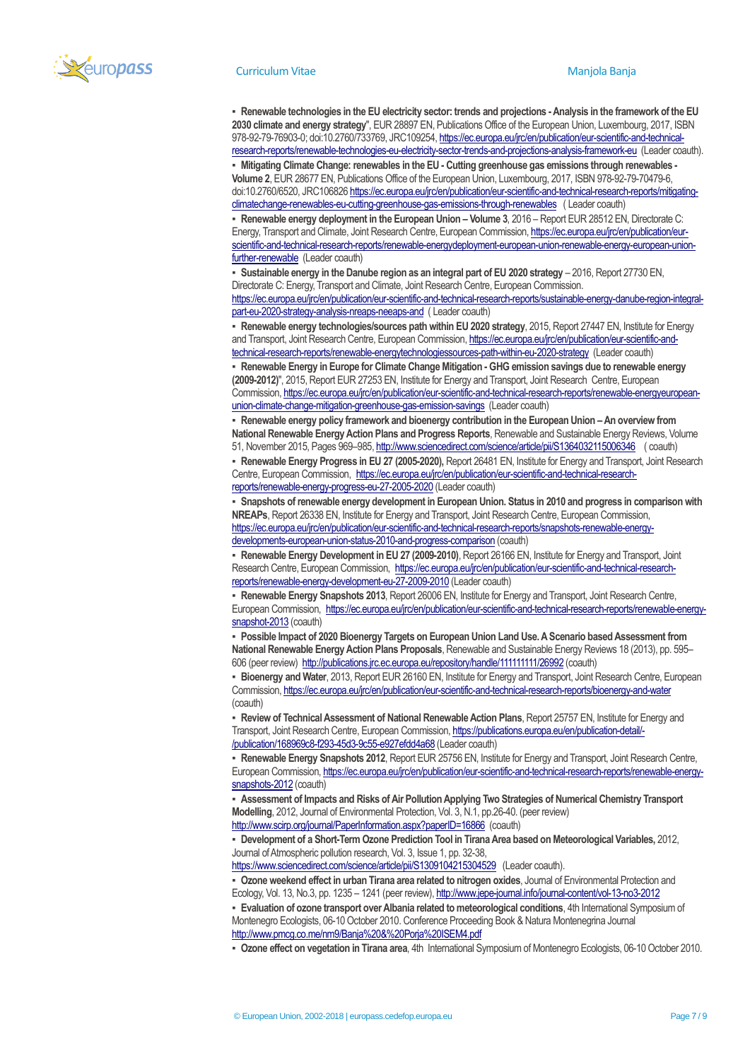- **Renewable technologies in the EU electricity sector: trends and projections - Analysis in the framework of the EU 2030 climate and energy strategy**", EUR 28897 EN, Publications Office of the European Union, Luxembourg, 2017, ISBN 978-92-79-76903-0; doi:10.2760/733769, JRC109254, https://ec.europa.eu/jrc/en/publication/eur-scientific-and-technical-research-reports/renewable-technologies-eu-electricity-sector-trends-and-projections-analysis-framework-eu (Leader coauth).
- **Mitigating Climate Change: renewables in the EU - Cutting greenhouse gas emissions through renewables - Volume 2**, EUR 28677 EN, Publications Office of the European Union, Luxembourg, 2017, ISBN 978-92-79-70479-6, doi:10.2760/6520, JRC106826 https://ec.europa.eu/jrc/en/publication/eur-scientific-and-technical-research-reports/mitigating-climatechange-renewables-eu-cutting-greenhouse-gas-emissions-through-renewables ( Leader coauth)
- **Renewable energy deployment in the European Union – Volume 3**, 2016 – Report EUR 28512 EN, Directorate C: Energy, Transport and Climate, Joint Research Centre, European Commission, https://ec.europa.eu/jrc/en/publication/eur-scientific-and-technical-research-reports/renewable-energydeployment-european-union-renewable-energy-european-union-further-renewable (Leader coauth)
- **Sustainable energy in the Danube region as an integral part of EU 2020 strategy** – 2016, Report 27730 EN, Directorate C: Energy, Transport and Climate, Joint Research Centre, European Commission. https://ec.europa.eu/jrc/en/publication/eur-scientific-and-technical-research-reports/sustainable-energy-danube-region-integral-part-eu-2020-strategy-analysis-nreaps-neeaps-and ( Leader coauth)
- **Renewable energy technologies/sources path within EU 2020 strategy**, 2015, Report 27447 EN, Institute for Energy and Transport, Joint Research Centre, European Commission, https://ec.europa.eu/jrc/en/publication/eur-scientific-and-technical-research-reports/renewable-energytechnologiessources-path-within-eu-2020-strategy (Leader coauth)
- **Renewable Energy in Europe for Climate Change Mitigation - GHG emission savings due to renewable energy (2009-2012)**", 2015, Report EUR 27253 EN, Institute for Energy and Transport, Joint Research Centre, European Commission, https://ec.europa.eu/jrc/en/publication/eur-scientific-and-technical-research-reports/renewable-energyeuropean-union-climate-change-mitigation-greenhouse-gas-emission-savings (Leader coauth)
- **Renewable energy policy framework and bioenergy contribution in the European Union – An overview from National Renewable Energy Action Plans and Progress Reports**, Renewable and Sustainable Energy Reviews, Volume 51, November 2015, Pages 969–985, http://www.sciencedirect.com/science/article/pii/S1364032115006346 ( coauth)
- **Renewable Energy Progress in EU 27 (2005-2020),** Report 26481 EN, Institute for Energy and Transport, Joint Research Centre, European Commission, https://ec.europa.eu/jrc/en/publication/eur-scientific-and-technical-research-reports/renewable-energy-progress-eu-27-2005-2020 (Leader coauth)
- **Snapshots of renewable energy development in European Union. Status in 2010 and progress in comparison with NREAPs**, Report 26338 EN, Institute for Energy and Transport, Joint Research Centre, European Commission, https://ec.europa.eu/jrc/en/publication/eur-scientific-and-technical-research-reports/snapshots-renewable-energy-developments-european-union-status-2010-and-progress-comparison (coauth)
- **Renewable Energy Development in EU 27 (2009-2010)**, Report 26166 EN, Institute for Energy and Transport, Joint Research Centre, European Commission, https://ec.europa.eu/jrc/en/publication/eur-scientific-and-technical-research-reports/renewable-energy-development-eu-27-2009-2010 (Leader coauth)
- **Renewable Energy Snapshots 2013**, Report 26006 EN, Institute for Energy and Transport, Joint Research Centre, European Commission, https://ec.europa.eu/jrc/en/publication/eur-scientific-and-technical-research-reports/renewable-energy-snapshot-2013 (coauth)
- **Possible Impact of 2020 Bioenergy Targets on European Union Land Use. A Scenario based Assessment from National Renewable Energy Action Plans Proposals**, Renewable and Sustainable Energy Reviews 18 (2013), pp. 595–606 (peer review) http://publications.jrc.ec.europa.eu/repository/handle/111111111/26992 (coauth)
- **Bioenergy and Water**, 2013, Report EUR 26160 EN, Institute for Energy and Transport, Joint Research Centre, European Commission, https://ec.europa.eu/jrc/en/publication/eur-scientific-and-technical-research-reports/bioenergy-and-water (coauth)
- **Review of Technical Assessment of National Renewable Action Plans**, Report 25757 EN, Institute for Energy and Transport, Joint Research Centre, European Commission, https://publications.europa.eu/en/publication-detail/-/publication/168969c8-f293-45d3-9c55-e927efdd4a68 (Leader coauth)
- **Renewable Energy Snapshots 2012**, Report EUR 25756 EN, Institute for Energy and Transport, Joint Research Centre, European Commission, https://ec.europa.eu/jrc/en/publication/eur-scientific-and-technical-research-reports/renewable-energy-snapshots-2012 (coauth)
- **Assessment of Impacts and Risks of Air Pollution Applying Two Strategies of Numerical Chemistry Transport Modelling**, 2012, Journal of Environmental Protection, Vol. 3, N.1, pp.26-40. (peer review) http://www.scirp.org/journal/PaperInformation.aspx?paperID=16866 (coauth)
- **Development of a Short-Term Ozone Prediction Tool in Tirana Area based on Meteorological Variables,** 2012, Journal of Atmospheric pollution research, Vol. 3, Issue 1, pp. 32-38, https://www.sciencedirect.com/science/article/pii/S1309104215304529 (Leader coauth).
- **Ozone weekend effect in urban Tirana area related to nitrogen oxides**, Journal of Environmental Protection and Ecology, Vol. 13, No.3, pp. 1235 – 1241 (peer review), http://www.jepe-journal.info/journal-content/vol-13-no3-2012
- **Evaluation of ozone transport over Albania related to meteorological conditions**, 4th International Symposium of Montenegro Ecologists, 06-10 October 2010. Conference Proceeding Book & Natura Montenegrina Journal http://www.pmcg.co.me/nm9/Banja%20&%20Porja%20ISEM4.pdf
- **Ozone effect on vegetation in Tirana area**, 4th International Symposium of Montenegro Ecologists, 06-10 October 2010.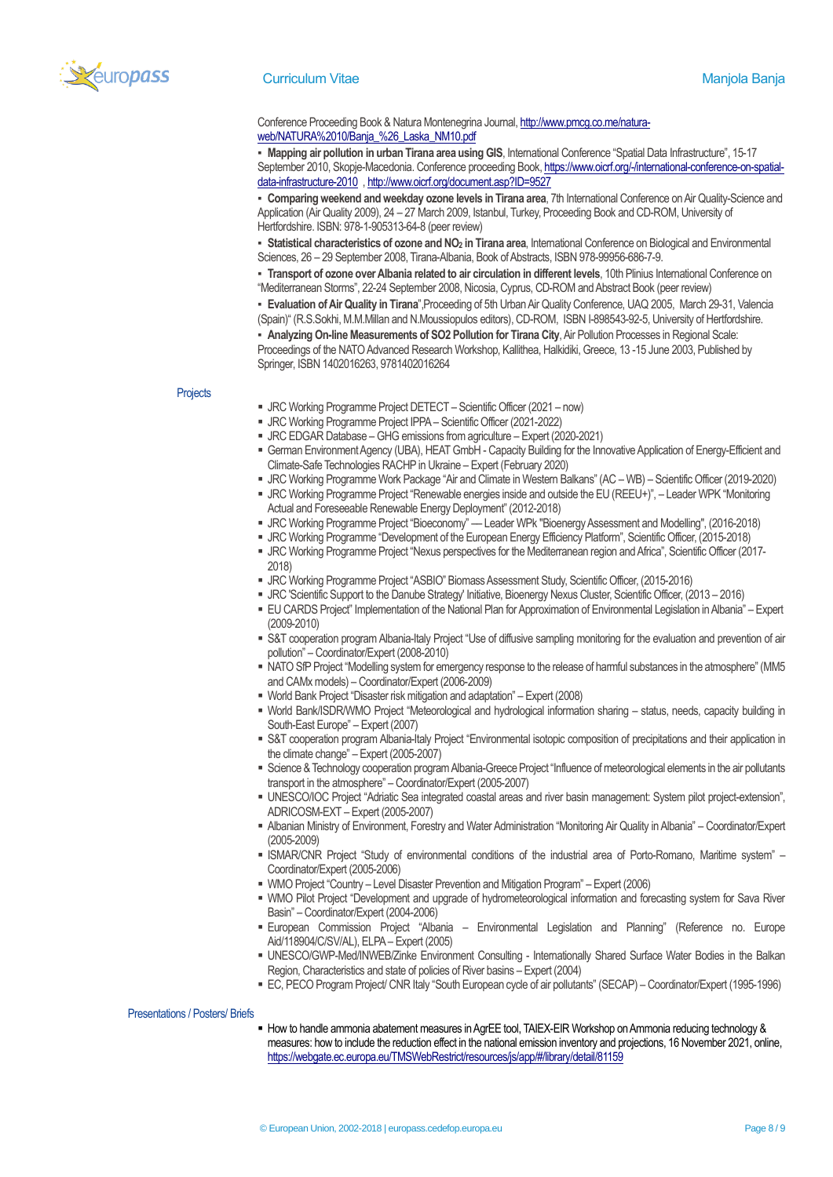Conference Proceeding Book & Natura Montenegrina Journal, http://www.pmcg.co.me/natura-web/NATURA%2010/Banja_%26_Laska_NM10.pdf

- **Mapping air pollution in urban Tirana area using GIS**, International Conference "Spatial Data Infrastructure", 15-17 September 2010, Skopje-Macedonia. Conference proceeding Book, https://www.oicrf.org/-/international-conference-on-spatial-data-infrastructure-2010 , http://www.oicrf.org/document.asp?ID=9527
- **Comparing weekend and weekday ozone levels in Tirana area**, 7th International Conference on Air Quality-Science and Application (Air Quality 2009), 24 – 27 March 2009, Istanbul, Turkey, Proceeding Book and CD-ROM, University of Hertfordshire. ISBN: 978-1-905313-64-8 (peer review)
- **Statistical characteristics of ozone and $NO_2$ in Tirana area**, International Conference on Biological and Environmental Sciences, 26 – 29 September 2008, Tirana-Albania, Book of Abstracts, ISBN 978-99956-686-7-9.
- **Transport of ozone over Albania related to air circulation in different levels**, 10th Plinius International Conference on "Mediterranean Storms", 22-24 September 2008, Nicosia, Cyprus, CD-ROM and Abstract Book (peer review)
- **Evaluation of Air Quality in Tirana**",Proceeding of 5th Urban Air Quality Conference, UAQ 2005, March 29-31, Valencia (Spain)" (R.S.Sokhi, M.M.Millan and N.Moussiopulos editors), CD-ROM, ISBN I-898543-92-5, University of Hertfordshire.
- **Analyzing On-line Measurements of SO2 Pollution for Tirana City**, Air Pollution Processes in Regional Scale: Proceedings of the NATO Advanced Research Workshop, Kallithea, Halkidiki, Greece, 13 -15 June 2003, Published by Springer, ISBN 1402016263, 9781402016264

## Projects

- JRC Working Programme Project DETECT – Scientific Officer (2021 – now)
- JRC Working Programme Project IPPA – Scientific Officer (2021-2022)
- JRC EDGAR Database – GHG emissions from agriculture – Expert (2020-2021)
- German Environment Agency (UBA), HEAT GmbH - Capacity Building for the Innovative Application of Energy-Efficient and Climate-Safe Technologies RACHP in Ukraine – Expert (February 2020)
- JRC Working Programme Work Package "Air and Climate in Western Balkans" (AC – WB) – Scientific Officer (2019-2020)
- JRC Working Programme Project "Renewable energies inside and outside the EU (REEU+)", – Leader WPK "Monitoring Actual and Foreseeable Renewable Energy Deployment" (2012-2018)
- JRC Working Programme Project "Bioeconomy" — Leader WPk "Bioenergy Assessment and Modelling", (2016-2018)
- JRC Working Programme "Development of the European Energy Efficiency Platform", Scientific Officer, (2015-2018)
- JRC Working Programme Project "Nexus perspectives for the Mediterranean region and Africa", Scientific Officer (2017-2018)
- JRC Working Programme Project "ASBIO" Biomass Assessment Study, Scientific Officer, (2015-2016)
- JRC 'Scientific Support to the Danube Strategy' Initiative, Bioenergy Nexus Cluster, Scientific Officer, (2013 – 2016)
- EU CARDS Project" Implementation of the National Plan for Approximation of Environmental Legislation in Albania" – Expert (2009-2010)
- S&T cooperation program Albania-Italy Project "Use of diffusive sampling monitoring for the evaluation and prevention of air pollution" – Coordinator/Expert (2008-2010)
- NATO SfP Project "Modelling system for emergency response to the release of harmful substances in the atmosphere" (MM5 and CAMx models) – Coordinator/Expert (2006-2009)
- World Bank Project "Disaster risk mitigation and adaptation" – Expert (2008)
- World Bank/ISDR/WMO Project "Meteorological and hydrological information sharing – status, needs, capacity building in South-East Europe" – Expert (2007)
- S&T cooperation program Albania-Italy Project "Environmental isotopic composition of precipitations and their application in the climate change" – Expert (2005-2007)
- Science & Technology cooperation program Albania-Greece Project "Influence of meteorological elements in the air pollutants transport in the atmosphere" – Coordinator/Expert (2005-2007)
- UNESCO/IOC Project "Adriatic Sea integrated coastal areas and river basin management: System pilot project-extension", ADRICOSM-EXT – Expert (2005-2007)
- Albanian Ministry of Environment, Forestry and Water Administration "Monitoring Air Quality in Albania" – Coordinator/Expert (2005-2009)
- ISMAR/CNR Project "Study of environmental conditions of the industrial area of Porto-Romano, Maritime system" – Coordinator/Expert (2005-2006)
- WMO Project "Country – Level Disaster Prevention and Mitigation Program" – Expert (2006)
- WMO Pilot Project "Development and upgrade of hydrometeorological information and forecasting system for Sava River Basin" – Coordinator/Expert (2004-2006)
- European Commission Project "Albania – Environmental Legislation and Planning" (Reference no. Europe Aid/118904/C/SV/AL), ELPA – Expert (2005)
- UNESCO/GWP-Med/INWEB/Zinke Environment Consulting - Internationally Shared Surface Water Bodies in the Balkan Region, Characteristics and state of policies of River basins – Expert (2004)
- EC, PECO Program Project/ CNR Italy "South European cycle of air pollutants" (SECAP) – Coordinator/Expert (1995-1996)

## Presentations / Posters/ Briefs

- How to handle ammonia abatement measures in AgrEE tool, TAIEX-EIR Workshop on Ammonia reducing technology & measures: how to include the reduction effect in the national emission inventory and projections, 16 November 2021, online, https://webgate.ec.europa.eu/TMSWebRestrict/resources/js/app/#/library/detail/81159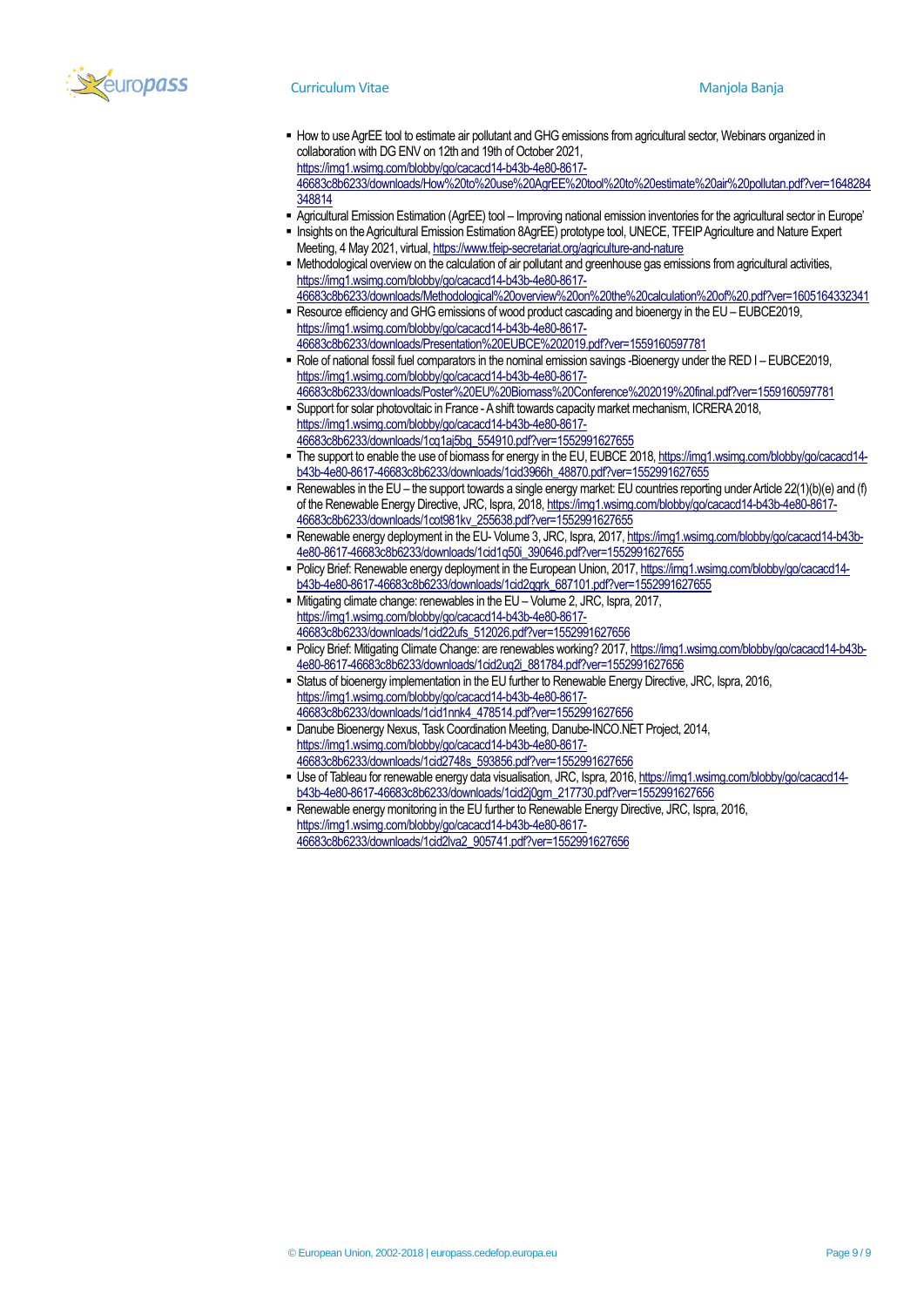- How to use AgrEE tool to estimate air pollutant and GHG emissions from agricultural sector, Webinars organized in collaboration with DG ENV on 12th and 19th of October 2021, https://img1.wsimg.com/blobby/go/cacacd14-b43b-4e80-8617-46683c8b6233/downloads/How%20to%20use%20AgrEE%20tool%20to%20estimate%20air%20pollutan.pdf?ver=1648284348814
- Agricultural Emission Estimation (AgrEE) tool – Improving national emission inventories for the agricultural sector in Europe'
- Insights on the Agricultural Emission Estimation 8AgrEE) prototype tool, UNECE, TFEIP Agriculture and Nature Expert Meeting, 4 May 2021, virtual, https://www.tfeip-secretariat.org/agriculture-and-nature
- Methodological overview on the calculation of air pollutant and greenhouse gas emissions from agricultural activities, https://img1.wsimg.com/blobby/go/cacacd14-b43b-4e80-8617-46683c8b6233/downloads/Methodological%20overview%20on%20the%20calculation%20of%20.pdf?ver=1605164332341
- Resource efficiency and GHG emissions of wood product cascading and bioenergy in the EU – EUBCE2019, https://img1.wsimg.com/blobby/go/cacacd14-b43b-4e80-8617-46683c8b6233/downloads/Presentation%20EUBCE%202019.pdf?ver=1559160597781
- Role of national fossil fuel comparators in the nominal emission savings -Bioenergy under the RED I – EUBCE2019, https://img1.wsimg.com/blobby/go/cacacd14-b43b-4e80-8617-46683c8b6233/downloads/Poster%20EU%20Biomass%20Conference%202019%20final.pdf?ver=1559160597781
- Support for solar photovoltaic in France - A shift towards capacity market mechanism, ICRERA 2018, https://img1.wsimg.com/blobby/go/cacacd14-b43b-4e80-8617-46683c8b6233/downloads/1cq1aj5bg_554910.pdf?ver=1552991627655
- The support to enable the use of biomass for energy in the EU, EUBCE 2018, https://img1.wsimg.com/blobby/go/cacacd14-b43b-4e80-8617-46683c8b6233/downloads/1cid3966h_48870.pdf?ver=1552991627655
- Renewables in the EU – the support towards a single energy market: EU countries reporting under Article 22(1)(b)(e) and (f) of the Renewable Energy Directive, JRC, Ispra, 2018, https://img1.wsimg.com/blobby/go/cacacd14-b43b-4e80-8617-46683c8b6233/downloads/1cot981kv_255638.pdf?ver=1552991627655
- Renewable energy deployment in the EU- Volume 3, JRC, Ispra, 2017, https://img1.wsimg.com/blobby/go/cacacd14-b43b-4e80-8617-46683c8b6233/downloads/1cid1q50i_390646.pdf?ver=1552991627655
- Policy Brief: Renewable energy deployment in the European Union, 2017, https://img1.wsimg.com/blobby/go/cacacd14-b43b-4e80-8617-46683c8b6233/downloads/1cid2qgrk_687101.pdf?ver=1552991627655
- Mitigating climate change: renewables in the EU – Volume 2, JRC, Ispra, 2017, https://img1.wsimg.com/blobby/go/cacacd14-b43b-4e80-8617-46683c8b6233/downloads/1cid22ufs_512026.pdf?ver=1552991627656
- Policy Brief: Mitigating Climate Change: are renewables working? 2017, https://img1.wsimg.com/blobby/go/cacacd14-b43b-4e80-8617-46683c8b6233/downloads/1cid2uq2i_881784.pdf?ver=1552991627656
- Status of bioenergy implementation in the EU further to Renewable Energy Directive, JRC, Ispra, 2016, https://img1.wsimg.com/blobby/go/cacacd14-b43b-4e80-8617-46683c8b6233/downloads/1cid1nnk4_478514.pdf?ver=1552991627656
- Danube Bioenergy Nexus, Task Coordination Meeting, Danube-INCO.NET Project, 2014, https://img1.wsimg.com/blobby/go/cacacd14-b43b-4e80-8617-46683c8b6233/downloads/1cid2748s_593856.pdf?ver=1552991627656
- Use of Tableau for renewable energy data visualisation, JRC, Ispra, 2016, https://img1.wsimg.com/blobby/go/cacacd14-b43b-4e80-8617-46683c8b6233/downloads/1cid2j0gm_217730.pdf?ver=1552991627656
- Renewable energy monitoring in the EU further to Renewable Energy Directive, JRC, Ispra, 2016, https://img1.wsimg.com/blobby/go/cacacd14-b43b-4e80-8617-46683c8b6233/downloads/1cid2lva2_905741.pdf?ver=1552991627656